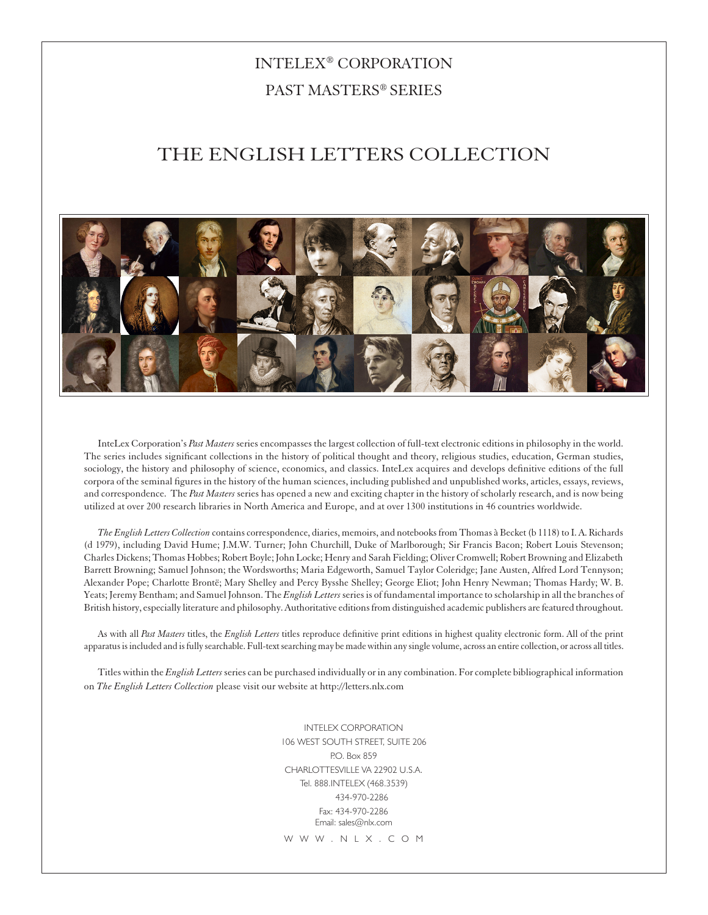INTELEX® CORPORATION

PAST MASTERS® SERIES

# THE ENGLISH LETTERS COLLECTION

InteLex Corporation's *Past Masters* series encompasses the largest collection of full-text electronic editions in philosophy in the world. The series includes significant collections in the history of political thought and theory, religious studies, education, German studies, sociology, the history and philosophy of science, economics, and classics. InteLex acquires and develops definitive editions of the full corpora of the seminal figures in the history of the human sciences, including published and unpublished works, articles, essays, reviews, and correspondence. The *Past Masters* series has opened a new and exciting chapter in the history of scholarly research, and is now being utilized at over 200 research libraries in North America and Europe, and at over 1300 institutions in 46 countries worldwide.

*The English Letters Collection* contains correspondence, diaries, memoirs, and notebooks from Thomas à Becket (b 1118) to I. A. Richards (d 1979), including David Hume; J.M.W. Turner; John Churchill, Duke of Marlborough; Sir Francis Bacon; Robert Louis Stevenson; Charles Dickens; Thomas Hobbes; Robert Boyle; John Locke; Henry and Sarah Fielding; Oliver Cromwell; Robert Browning and Elizabeth Barrett Browning; Samuel Johnson; the Wordsworths; Maria Edgeworth, Samuel Taylor Coleridge; Jane Austen, Alfred Lord Tennyson; Alexander Pope; Charlotte Brontë; Mary Shelley and Percy Bysshe Shelley; George Eliot; John Henry Newman; Thomas Hardy; W. B. Yeats; Jeremy Bentham; and Samuel Johnson. The *English Letters* series is of fundamental importance to scholarship in all the branches of British history, especially literature and philosophy. Authoritative editions from distinguished academic publishers are featured throughout.

As with all *Past Masters* titles, the *English Letters* titles reproduce definitive print editions in highest quality electronic form. All of the print apparatus is included and is fully searchable. Full-text searching may be made within any single volume, across an entire collection, or across all titles.

Titles within the *English Letters* series can be purchased individually or in any combination. For complete bibliographical information on *The English Letters Collection* please visit our website at http://letters.nlx.com

INTELEX CORPORATION
106 WEST SOUTH STREET, SUITE 206
P.O. Box 859
CHARLOTTESVILLE VA 22902 U.S.A.
Tel. 888.INTELEX (468.3539)
434-970-2286
Fax: 434-970-2286
Email: sales@nlx.com

W W W . N L X . C O M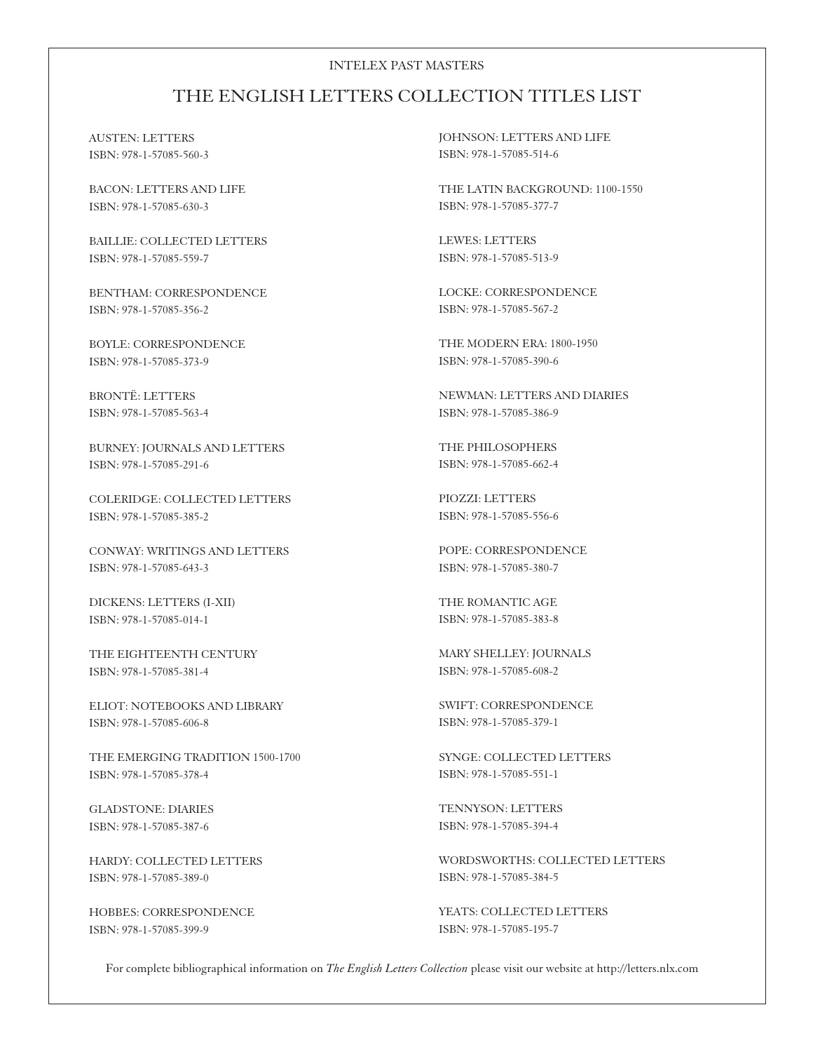INTELEX PAST MASTERS

# THE ENGLISH LETTERS COLLECTION TITLES LIST

AUSTEN: LETTERS
ISBN: 978-1-57085-560-3

BACON: LETTERS AND LIFE
ISBN: 978-1-57085-630-3

BAILLIE: COLLECTED LETTERS
ISBN: 978-1-57085-559-7

BENTHAM: CORRESPONDENCE
ISBN: 978-1-57085-356-2

BOYLE: CORRESPONDENCE
ISBN: 978-1-57085-373-9

BRONTË: LETTERS
ISBN: 978-1-57085-563-4

BURNEY: JOURNALS AND LETTERS
ISBN: 978-1-57085-291-6

COLERIDGE: COLLECTED LETTERS
ISBN: 978-1-57085-385-2

CONWAY: WRITINGS AND LETTERS
ISBN: 978-1-57085-643-3

DICKENS: LETTERS (I-XII)
ISBN: 978-1-57085-014-1

THE EIGHTEENTH CENTURY
ISBN: 978-1-57085-381-4

ELIOT: NOTEBOOKS AND LIBRARY
ISBN: 978-1-57085-606-8

THE EMERGING TRADITION 1500-1700
ISBN: 978-1-57085-378-4

GLADSTONE: DIARIES
ISBN: 978-1-57085-387-6

HARDY: COLLECTED LETTERS
ISBN: 978-1-57085-389-0

HOBBES: CORRESPONDENCE
ISBN: 978-1-57085-399-9

JOHNSON: LETTERS AND LIFE
ISBN: 978-1-57085-514-6

THE LATIN BACKGROUND: 1100-1550
ISBN: 978-1-57085-377-7

LEWES: LETTERS
ISBN: 978-1-57085-513-9

LOCKE: CORRESPONDENCE
ISBN: 978-1-57085-567-2

THE MODERN ERA: 1800-1950
ISBN: 978-1-57085-390-6

NEWMAN: LETTERS AND DIARIES
ISBN: 978-1-57085-386-9

THE PHILOSOPHERS
ISBN: 978-1-57085-662-4

PIOZZI: LETTERS
ISBN: 978-1-57085-556-6

POPE: CORRESPONDENCE
ISBN: 978-1-57085-380-7

THE ROMANTIC AGE
ISBN: 978-1-57085-383-8

MARY SHELLEY: JOURNALS
ISBN: 978-1-57085-608-2

SWIFT: CORRESPONDENCE
ISBN: 978-1-57085-379-1

SYNGE: COLLECTED LETTERS
ISBN: 978-1-57085-551-1

TENNYSON: LETTERS
ISBN: 978-1-57085-394-4

WORDSWORTHS: COLLECTED LETTERS
ISBN: 978-1-57085-384-5

YEATS: COLLECTED LETTERS
ISBN: 978-1-57085-195-7

For complete bibliographical information on *The English Letters Collection* please visit our website at http://letters.nlx.com